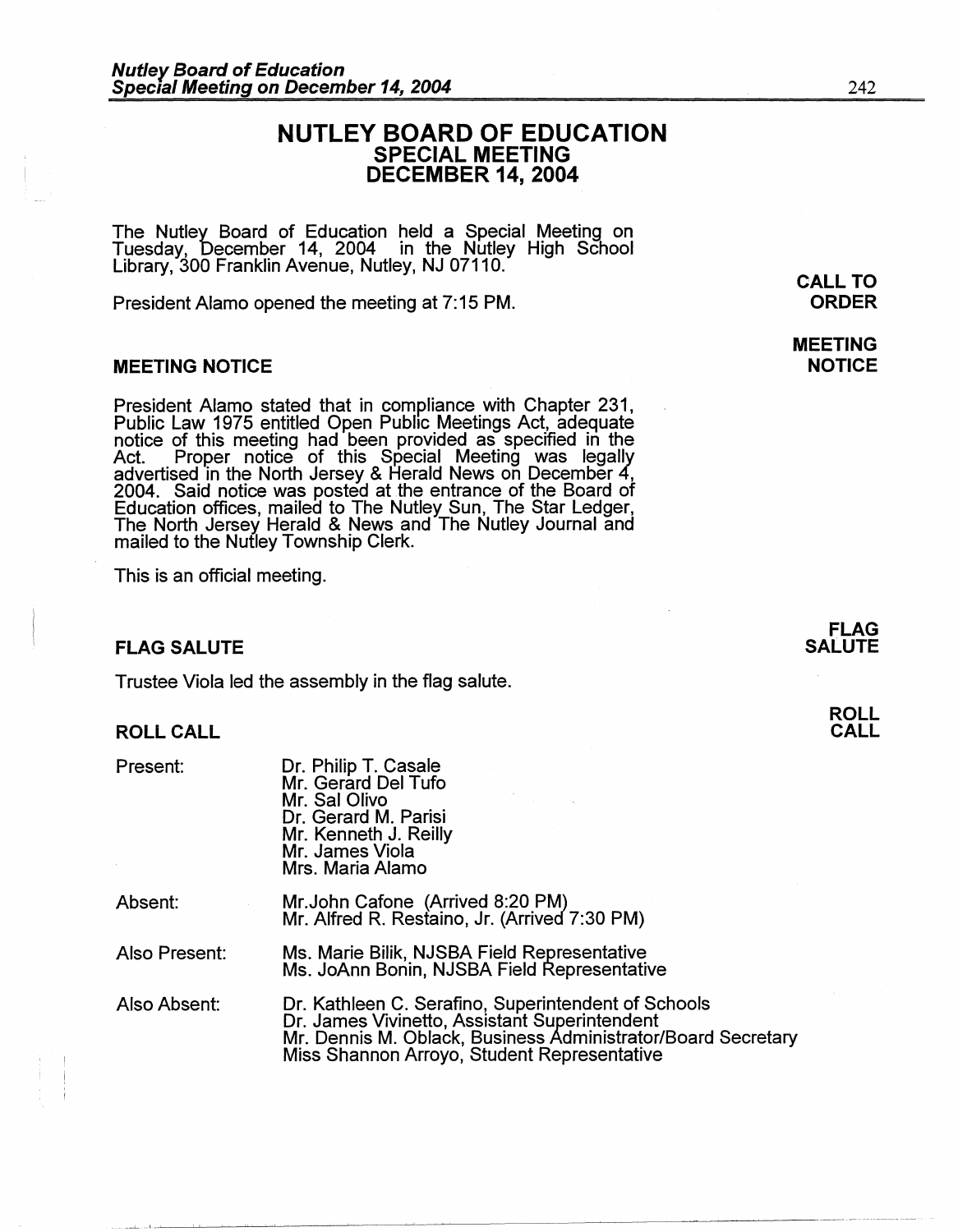# NUTLEY BOARD OF EDUCATION
## SPECIAL MEETING
## DECEMBER 14, 2004

The Nutley Board of Education held a Special Meeting on Tuesday, December 14, 2004 in the Nutley High School Library, 300 Franklin Avenue, Nutley, NJ 07110.

**CALL TO ORDER**

President Alamo opened the meeting at 7:15 PM.

### MEETING NOTICE

President Alamo stated that in compliance with Chapter 231, Public Law 1975 entitled Open Public Meetings Act, adequate notice of this meeting had been provided as specified in the Act. Proper notice of this Special Meeting was legally advertised in the North Jersey & Herald News on December 4, 2004. Said notice was posted at the entrance of the Board of Education offices, mailed to The Nutley Sun, The Star Ledger, The North Jersey Herald & News and The Nutley Journal and mailed to the Nutley Township Clerk.

This is an official meeting.

### FLAG SALUTE

Trustee Viola led the assembly in the flag salute.

### ROLL CALL

| | |
|---|---|
| Present: | Dr. Philip T. Casale<br>Mr. Gerard Del Tufo<br>Mr. Sal Olivo<br>Dr. Gerard M. Parisi<br>Mr. Kenneth J. Reilly<br>Mr. James Viola<br>Mrs. Maria Alamo |
| Absent: | Mr.John Cafone (Arrived 8:20 PM)<br>Mr. Alfred R. Restaino, Jr. (Arrived 7:30 PM) |
| Also Present: | Ms. Marie Bilik, NJSBA Field Representative<br>Ms. JoAnn Bonin, NJSBA Field Representative |
| Also Absent: | Dr. Kathleen C. Serafino, Superintendent of Schools<br>Dr. James Vivinetto, Assistant Superintendent<br>Mr. Dennis M. Oblack, Business Administrator/Board Secretary<br>Miss Shannon Arroyo, Student Representative |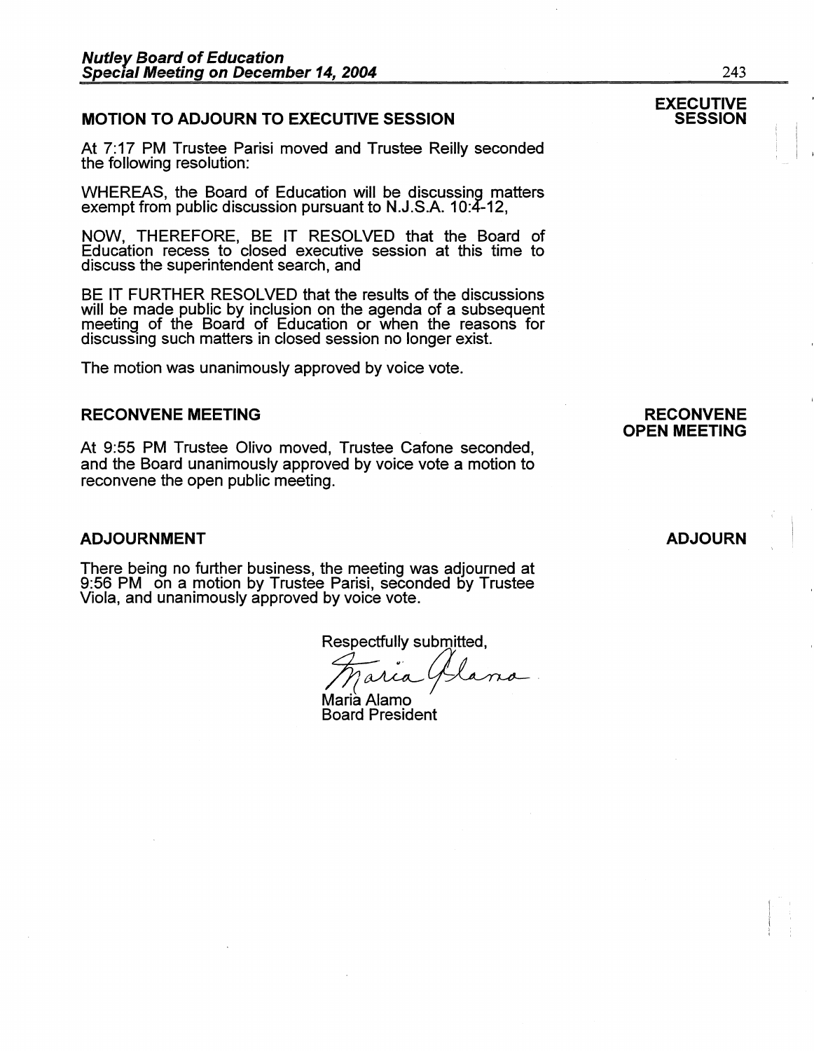## MOTION TO ADJOURN TO EXECUTIVE SESSION

**EXECUTIVE SESSION**

At 7:17 PM Trustee Parisi moved and Trustee Reilly seconded the following resolution:

WHEREAS, the Board of Education will be discussing matters exempt from public discussion pursuant to N.J.S.A. 10:4-12,

NOW, THEREFORE, BE IT RESOLVED that the Board of Education recess to closed executive session at this time to discuss the superintendent search, and

BE IT FURTHER RESOLVED that the results of the discussions will be made public by inclusion on the agenda of a subsequent meeting of the Board of Education or when the reasons for discussing such matters in closed session no longer exist.

The motion was unanimously approved by voice vote.

## RECONVENE MEETING

**RECONVENE OPEN MEETING**

At 9:55 PM Trustee Olivo moved, Trustee Cafone seconded, and the Board unanimously approved by voice vote a motion to reconvene the open public meeting.

## ADJOURNMENT

**ADJOURN**

There being no further business, the meeting was adjourned at 9:56 PM on a motion by Trustee Parisi, seconded by Trustee Viola, and unanimously approved by voice vote.

Respectfully submitted,

Maria Alamo
Board President